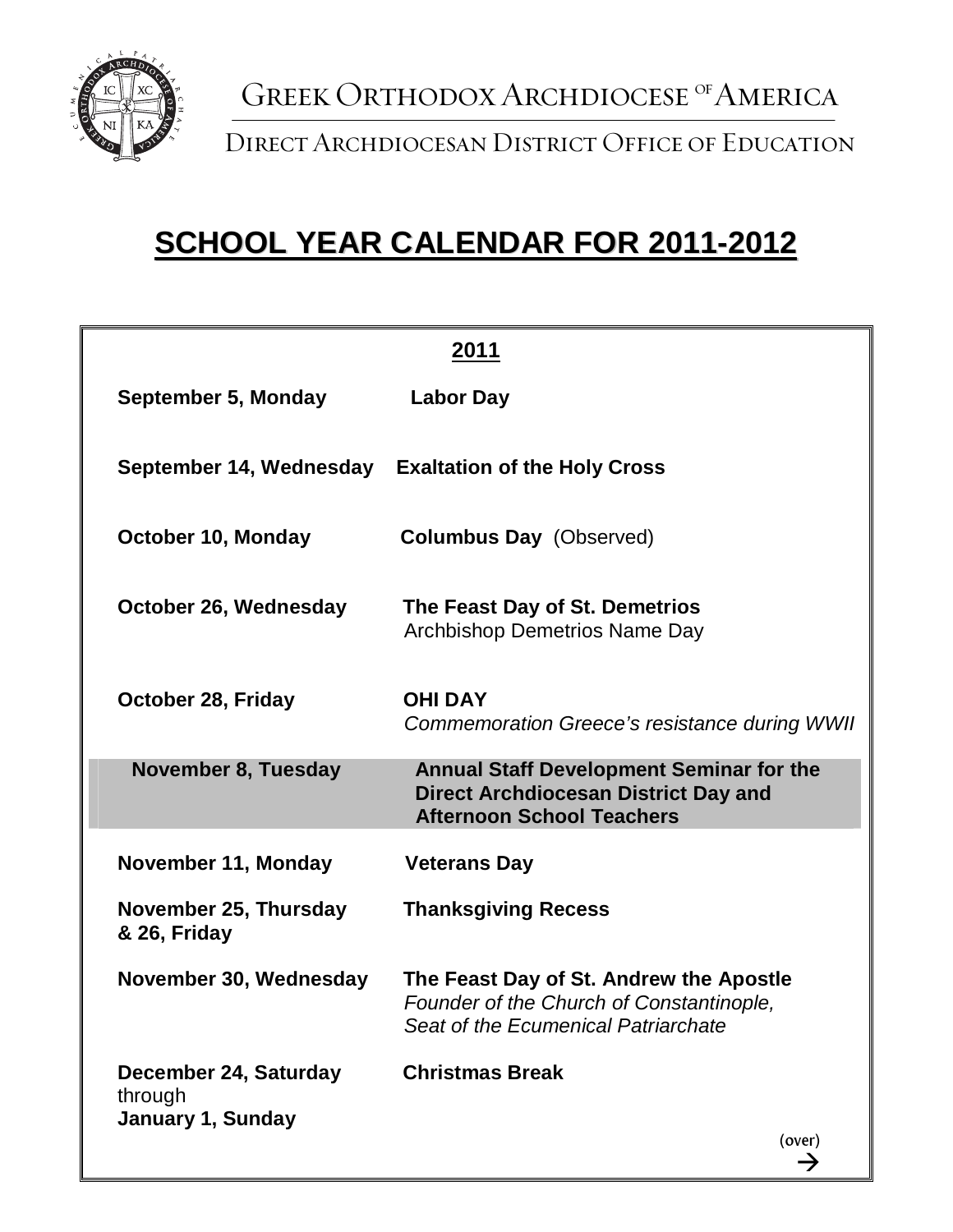Greek Orthodox Archdiocese of America

Direct Archdiocesan District Office of Education

# SCHOOL YEAR CALENDAR FOR 2011-2012

## 2011

| Date | Event |
|---|---|
| **September 5, Monday** | **Labor Day** |
| **September 14, Wednesday** | **Exaltation of the Holy Cross** |
| **October 10, Monday** | **Columbus Day** (Observed) |
| **October 26, Wednesday** | **The Feast Day of St. Demetrios**<br>Archbishop Demetrios Name Day |
| **October 28, Friday** | **OHI DAY**<br>*Commemoration Greece's resistance during WWII* |
| **November 8, Tuesday** | **Annual Staff Development Seminar for the Direct Archdiocesan District Day and Afternoon School Teachers** |
| **November 11, Monday** | **Veterans Day** |
| **November 25, Thursday & 26, Friday** | **Thanksgiving Recess** |
| **November 30, Wednesday** | **The Feast Day of St. Andrew the Apostle**<br>*Founder of the Church of Constantinople, Seat of the Ecumenical Patriarchate* |
| **December 24, Saturday** through **January 1, Sunday** | **Christmas Break** |

(over) →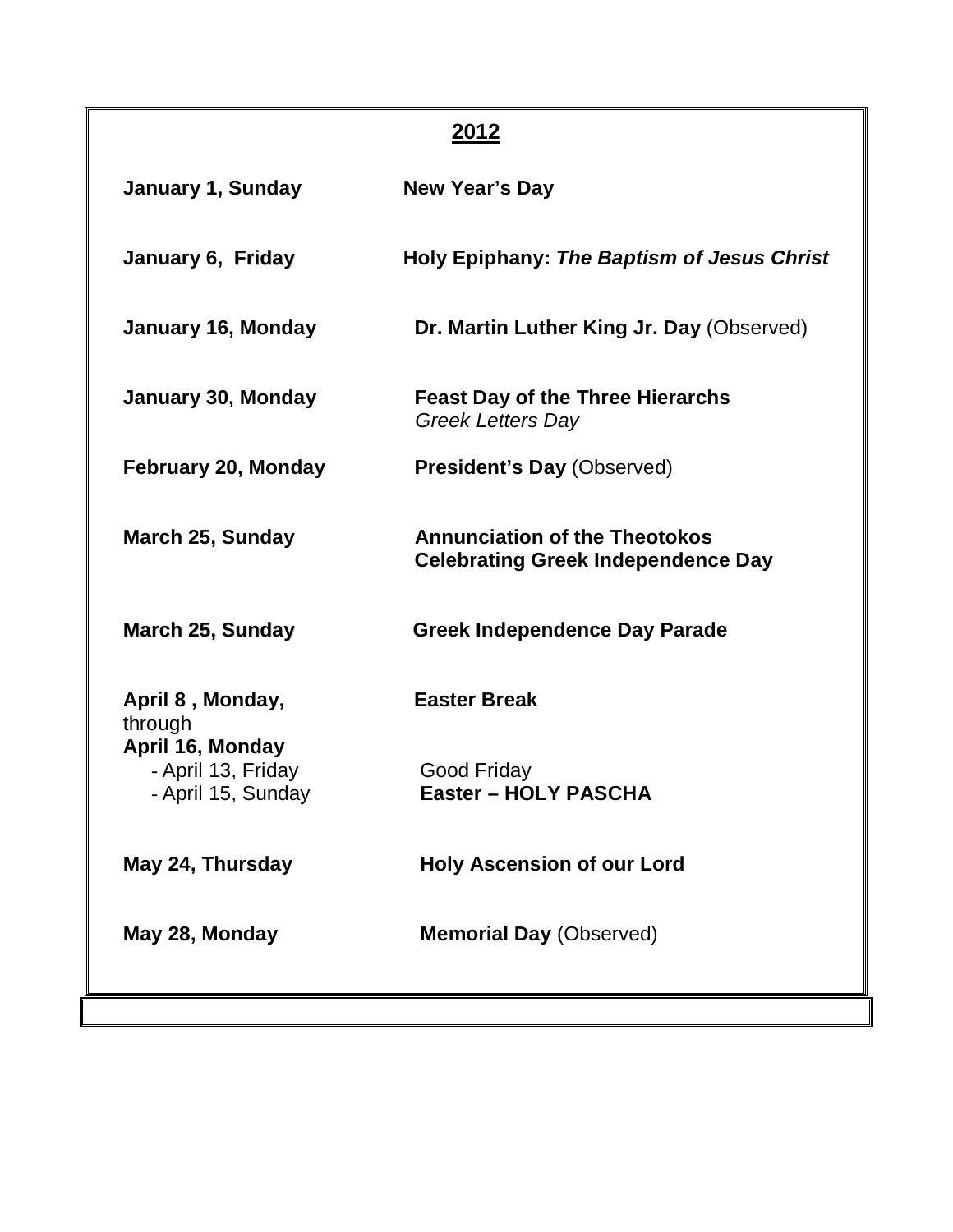## 2012

| | |
|---|---|
| **January 1, Sunday** | **New Year's Day** |
| **January 6, Friday** | **Holy Epiphany: *The Baptism of Jesus Christ*** |
| **January 16, Monday** | **Dr. Martin Luther King Jr. Day** (Observed) |
| **January 30, Monday** | **Feast Day of the Three Hierarchs**<br>*Greek Letters Day* |
| **February 20, Monday** | **President's Day** (Observed) |
| **March 25, Sunday** | **Annunciation of the Theotokos**<br>**Celebrating Greek Independence Day** |
| **March 25, Sunday** | **Greek Independence Day Parade** |
| **April 8 , Monday,**<br>through<br>**April 16, Monday** | **Easter Break** |
| - April 13, Friday | Good Friday |
| - April 15, Sunday | **Easter – HOLY PASCHA** |
| **May 24, Thursday** | **Holy Ascension of our Lord** |
| **May 28, Monday** | **Memorial Day** (Observed) |